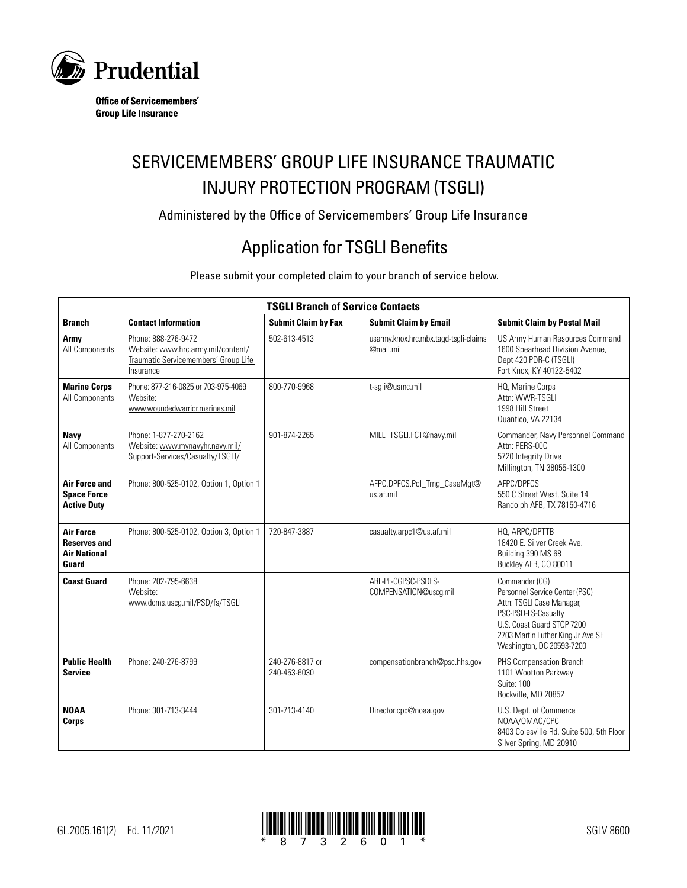**Prudential**

**Office of Servicemembers' Group Life Insurance**

# SERVICEMEMBERS' GROUP LIFE INSURANCE TRAUMATIC INJURY PROTECTION PROGRAM (TSGLI)

Administered by the Office of Servicemembers' Group Life Insurance

## Application for TSGLI Benefits

Please submit your completed claim to your branch of service below.

| **TSGLI Branch of Service Contacts** | | | | |
|---|---|---|---|---|
| **Branch** | **Contact Information** | **Submit Claim by Fax** | **Submit Claim by Email** | **Submit Claim by Postal Mail** |
| **Army** All Components | Phone: 888-276-9472 Website: www.hrc.army.mil/content/Traumatic Servicemembers' Group Life Insurance | 502-613-4513 | usarmy.knox.hrc.mbx.tagd-tsgli-claims@mail.mil | US Army Human Resources Command 1600 Spearhead Division Avenue, Dept 420 PDR-C (TSGLI) Fort Knox, KY 40122-5402 |
| **Marine Corps** All Components | Phone: 877-216-0825 or 703-975-4069 Website: www.woundedwarrior.marines.mil | 800-770-9968 | t-sgli@usmc.mil | HQ, Marine Corps Attn: WWR-TSGLI 1998 Hill Street Quantico, VA 22134 |
| **Navy** All Components | Phone: 1-877-270-2162 Website: www.mynavyhr.navy.mil/Support-Services/Casualty/TSGLI/ | 901-874-2265 | MILL_TSGLI.FCT@navy.mil | Commander, Navy Personnel Command Attn: PERS-00C 5720 Integrity Drive Millington, TN 38055-1300 |
| **Air Force and Space Force Active Duty** | Phone: 800-525-0102, Option 1, Option 1 | | AFPC.DPFCS.Pol_Trng_CaseMgt@us.af.mil | AFPC/DPFCS 550 C Street West, Suite 14 Randolph AFB, TX 78150-4716 |
| **Air Force Reserves and Air National Guard** | Phone: 800-525-0102, Option 3, Option 1 | 720-847-3887 | casualty.arpc1@us.af.mil | HQ, ARPC/DPTTB 18420 E. Silver Creek Ave. Building 390 MS 68 Buckley AFB, CO 80011 |
| **Coast Guard** | Phone: 202-795-6638 Website: www.dcms.uscg.mil/PSD/fs/TSGLI | | ARL-PF-CGPSC-PSDFS-COMPENSATION@uscg.mil | Commander (CG) Personnel Service Center (PSC) Attn: TSGLI Case Manager, PSC-PSD-FS-Casualty U.S. Coast Guard STOP 7200 2703 Martin Luther King Jr Ave SE Washington, DC 20593-7200 |
| **Public Health Service** | Phone: 240-276-8799 | 240-276-8817 or 240-453-6030 | compensationbranch@psc.hhs.gov | PHS Compensation Branch 1101 Wootton Parkway Suite: 100 Rockville, MD 20852 |
| **NOAA Corps** | Phone: 301-713-3444 | 301-713-4140 | Director.cpc@noaa.gov | U.S. Dept. of Commerce NOAA/OMAO/CPC 8403 Colesville Rd, Suite 500, 5th Floor Silver Spring, MD 20910 |

GL.2005.161(2) Ed. 11/2021 \* 8 7 3 2 6 0 1 \* SGLV 8600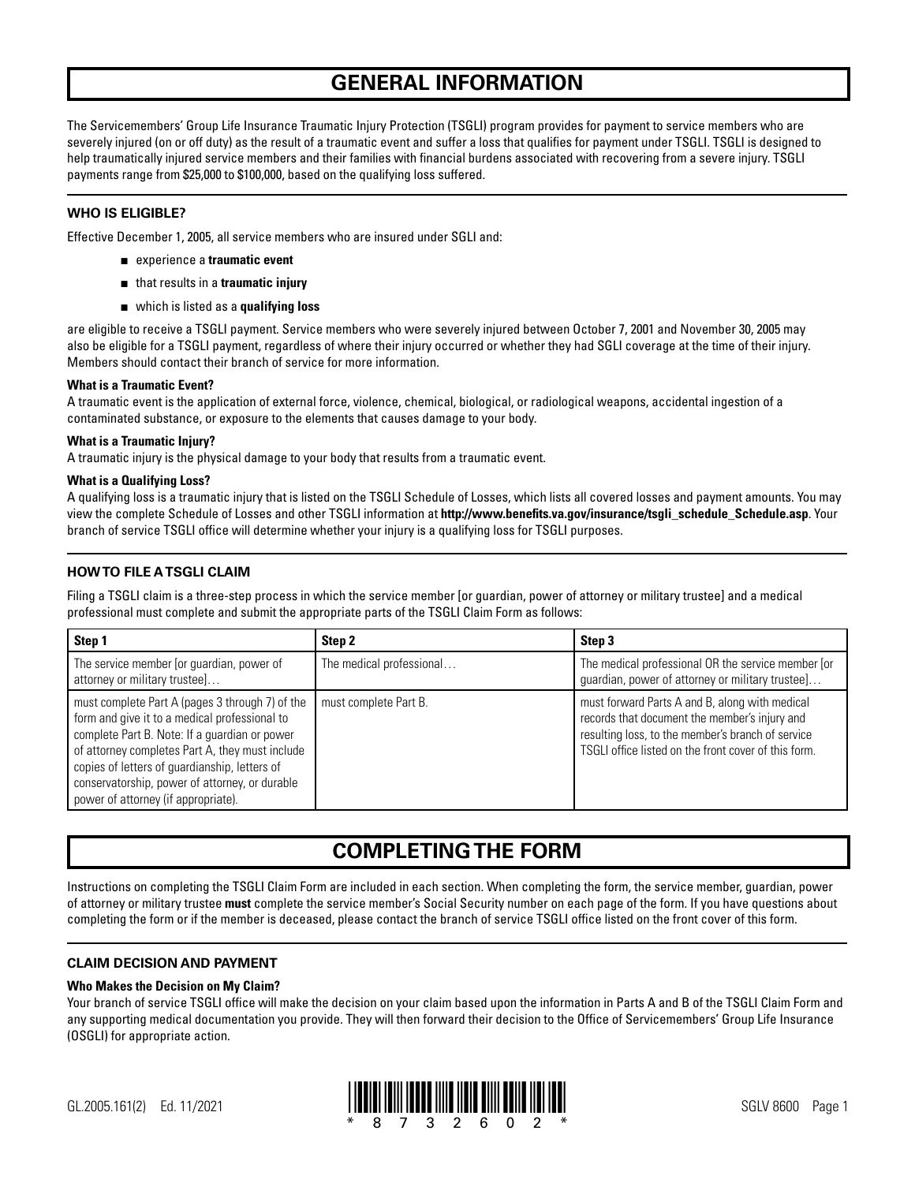# GENERAL INFORMATION

The Servicemembers' Group Life Insurance Traumatic Injury Protection (TSGLI) program provides for payment to service members who are severely injured (on or off duty) as the result of a traumatic event and suffer a loss that qualifies for payment under TSGLI. TSGLI is designed to help traumatically injured service members and their families with financial burdens associated with recovering from a severe injury. TSGLI payments range from $25,000 to $100,000, based on the qualifying loss suffered.

### WHO IS ELIGIBLE?

Effective December 1, 2005, all service members who are insured under SGLI and:

- experience a **traumatic event**
- that results in a **traumatic injury**
- which is listed as a **qualifying loss**

are eligible to receive a TSGLI payment. Service members who were severely injured between October 7, 2001 and November 30, 2005 may also be eligible for a TSGLI payment, regardless of where their injury occurred or whether they had SGLI coverage at the time of their injury. Members should contact their branch of service for more information.

**What is a Traumatic Event?**
A traumatic event is the application of external force, violence, chemical, biological, or radiological weapons, accidental ingestion of a contaminated substance, or exposure to the elements that causes damage to your body.

**What is a Traumatic Injury?**
A traumatic injury is the physical damage to your body that results from a traumatic event.

**What is a Qualifying Loss?**
A qualifying loss is a traumatic injury that is listed on the TSGLI Schedule of Losses, which lists all covered losses and payment amounts. You may view the complete Schedule of Losses and other TSGLI information at **http://www.benefits.va.gov/insurance/tsgli_schedule_Schedule.asp**. Your branch of service TSGLI office will determine whether your injury is a qualifying loss for TSGLI purposes.

### HOW TO FILE A TSGLI CLAIM

Filing a TSGLI claim is a three-step process in which the service member [or guardian, power of attorney or military trustee] and a medical professional must complete and submit the appropriate parts of the TSGLI Claim Form as follows:

| Step 1 | Step 2 | Step 3 |
|---|---|---|
| The service member [or guardian, power of attorney or military trustee]… | The medical professional… | The medical professional OR the service member [or guardian, power of attorney or military trustee]… |
| must complete Part A (pages 3 through 7) of the form and give it to a medical professional to complete Part B. Note: If a guardian or power of attorney completes Part A, they must include copies of letters of guardianship, letters of conservatorship, power of attorney, or durable power of attorney (if appropriate). | must complete Part B. | must forward Parts A and B, along with medical records that document the member's injury and resulting loss, to the member's branch of service TSGLI office listed on the front cover of this form. |

# COMPLETING THE FORM

Instructions on completing the TSGLI Claim Form are included in each section. When completing the form, the service member, guardian, power of attorney or military trustee **must** complete the service member's Social Security number on each page of the form. If you have questions about completing the form or if the member is deceased, please contact the branch of service TSGLI office listed on the front cover of this form.

### CLAIM DECISION AND PAYMENT

**Who Makes the Decision on My Claim?**
Your branch of service TSGLI office will make the decision on your claim based upon the information in Parts A and B of the TSGLI Claim Form and any supporting medical documentation you provide. They will then forward their decision to the Office of Servicemembers' Group Life Insurance (OSGLI) for appropriate action.

GL.2005.161(2) Ed. 11/2021

*8732602*

SGLV 8600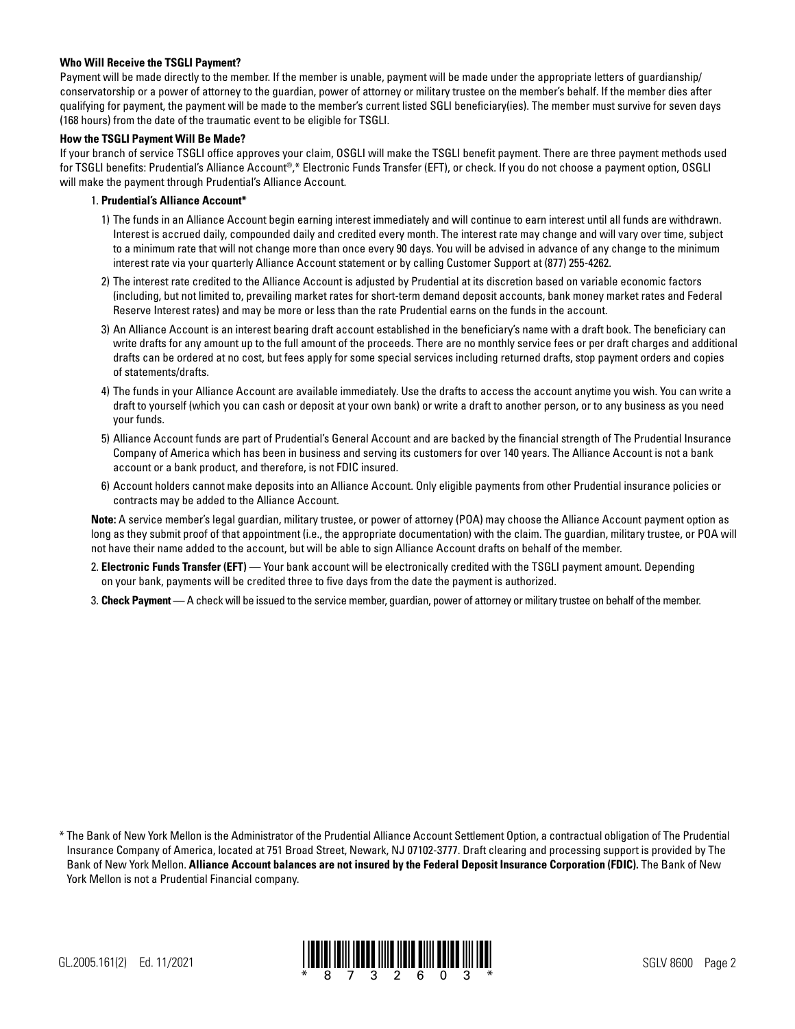**Who Will Receive the TSGLI Payment?**

Payment will be made directly to the member. If the member is unable, payment will be made under the appropriate letters of guardianship/conservatorship or a power of attorney to the guardian, power of attorney or military trustee on the member's behalf. If the member dies after qualifying for payment, the payment will be made to the member's current listed SGLI beneficiary(ies). The member must survive for seven days (168 hours) from the date of the traumatic event to be eligible for TSGLI.

**How the TSGLI Payment Will Be Made?**

If your branch of service TSGLI office approves your claim, OSGLI will make the TSGLI benefit payment. There are three payment methods used for TSGLI benefits: Prudential's Alliance Account®,* Electronic Funds Transfer (EFT), or check. If you do not choose a payment option, OSGLI will make the payment through Prudential's Alliance Account.

1. **Prudential's Alliance Account***

   1) The funds in an Alliance Account begin earning interest immediately and will continue to earn interest until all funds are withdrawn. Interest is accrued daily, compounded daily and credited every month. The interest rate may change and will vary over time, subject to a minimum rate that will not change more than once every 90 days. You will be advised in advance of any change to the minimum interest rate via your quarterly Alliance Account statement or by calling Customer Support at (877) 255-4262.

   2) The interest rate credited to the Alliance Account is adjusted by Prudential at its discretion based on variable economic factors (including, but not limited to, prevailing market rates for short-term demand deposit accounts, bank money market rates and Federal Reserve Interest rates) and may be more or less than the rate Prudential earns on the funds in the account.

   3) An Alliance Account is an interest bearing draft account established in the beneficiary's name with a draft book. The beneficiary can write drafts for any amount up to the full amount of the proceeds. There are no monthly service fees or per draft charges and additional drafts can be ordered at no cost, but fees apply for some special services including returned drafts, stop payment orders and copies of statements/drafts.

   4) The funds in your Alliance Account are available immediately. Use the drafts to access the account anytime you wish. You can write a draft to yourself (which you can cash or deposit at your own bank) or write a draft to another person, or to any business as you need your funds.

   5) Alliance Account funds are part of Prudential's General Account and are backed by the financial strength of The Prudential Insurance Company of America which has been in business and serving its customers for over 140 years. The Alliance Account is not a bank account or a bank product, and therefore, is not FDIC insured.

   6) Account holders cannot make deposits into an Alliance Account. Only eligible payments from other Prudential insurance policies or contracts may be added to the Alliance Account.

   **Note:** A service member's legal guardian, military trustee, or power of attorney (POA) may choose the Alliance Account payment option as long as they submit proof of that appointment (i.e., the appropriate documentation) with the claim. The guardian, military trustee, or POA will not have their name added to the account, but will be able to sign Alliance Account drafts on behalf of the member.

2. **Electronic Funds Transfer (EFT)** — Your bank account will be electronically credited with the TSGLI payment amount. Depending on your bank, payments will be credited three to five days from the date the payment is authorized.

3. **Check Payment** — A check will be issued to the service member, guardian, power of attorney or military trustee on behalf of the member.

\* The Bank of New York Mellon is the Administrator of the Prudential Alliance Account Settlement Option, a contractual obligation of The Prudential Insurance Company of America, located at 751 Broad Street, Newark, NJ 07102-3777. Draft clearing and processing support is provided by The Bank of New York Mellon. **Alliance Account balances are not insured by the Federal Deposit Insurance Corporation (FDIC).** The Bank of New York Mellon is not a Prudential Financial company.

GL.2005.161(2) Ed. 11/2021 *8732603* SGLV 8600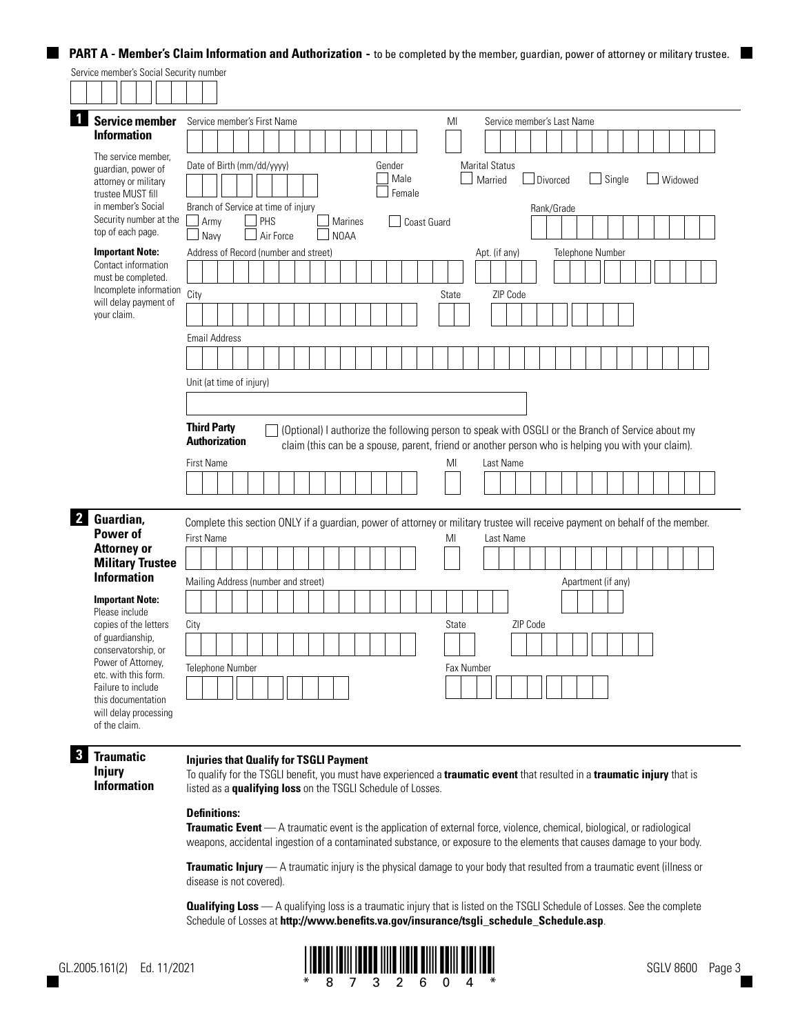## PART A - Member's Claim Information and Authorization - to be completed by the member, guardian, power of attorney or military trustee.

Service member's Social Security number

### 1 Service member Information

The service member, guardian, power of attorney or military trustee MUST fill in member's Social Security number at the top of each page.

**Important Note:** Contact information must be completed. Incomplete information will delay payment of your claim.

Service member's First Name | MI | Service member's Last Name

Date of Birth (mm/dd/yyyy)

Gender: ☐ Male ☐ Female

Marital Status: ☐ Married ☐ Divorced ☐ Single ☐ Widowed

Branch of Service at time of injury: ☐ Army ☐ Navy ☐ PHS ☐ Air Force ☐ Marines ☐ NOAA ☐ Coast Guard

Rank/Grade

Address of Record (number and street) | Apt. (if any) | Telephone Number

City | State | ZIP Code

Email Address

Unit (at time of injury)

**Third Party Authorization**

☐ (Optional) I authorize the following person to speak with OSGLI or the Branch of Service about my claim (this can be a spouse, parent, friend or another person who is helping you with your claim).

First Name | MI | Last Name

### 2 Guardian, Power of Attorney or Military Trustee Information

**Important Note:** Please include copies of the letters of guardianship, conservatorship, or Power of Attorney, etc. with this form. Failure to include this documentation will delay processing of the claim.

Complete this section ONLY if a guardian, power of attorney or military trustee will receive payment on behalf of the member.

First Name | MI | Last Name

Mailing Address (number and street) | Apartment (if any)

City | State | ZIP Code

Telephone Number | Fax Number

### 3 Traumatic Injury Information

**Injuries that Qualify for TSGLI Payment**

To qualify for the TSGLI benefit, you must have experienced a **traumatic event** that resulted in a **traumatic injury** that is listed as a **qualifying loss** on the TSGLI Schedule of Losses.

**Definitions:**

**Traumatic Event** — A traumatic event is the application of external force, violence, chemical, biological, or radiological weapons, accidental ingestion of a contaminated substance, or exposure to the elements that causes damage to your body.

**Traumatic Injury** — A traumatic injury is the physical damage to your body that resulted from a traumatic event (illness or disease is not covered).

**Qualifying Loss** — A qualifying loss is a traumatic injury that is listed on the TSGLI Schedule of Losses. See the complete Schedule of Losses at **http://www.benefits.va.gov/insurance/tsgli_schedule_Schedule.asp**.

GL.2005.161(2) Ed. 11/2021

*8732604*

SGLV 8600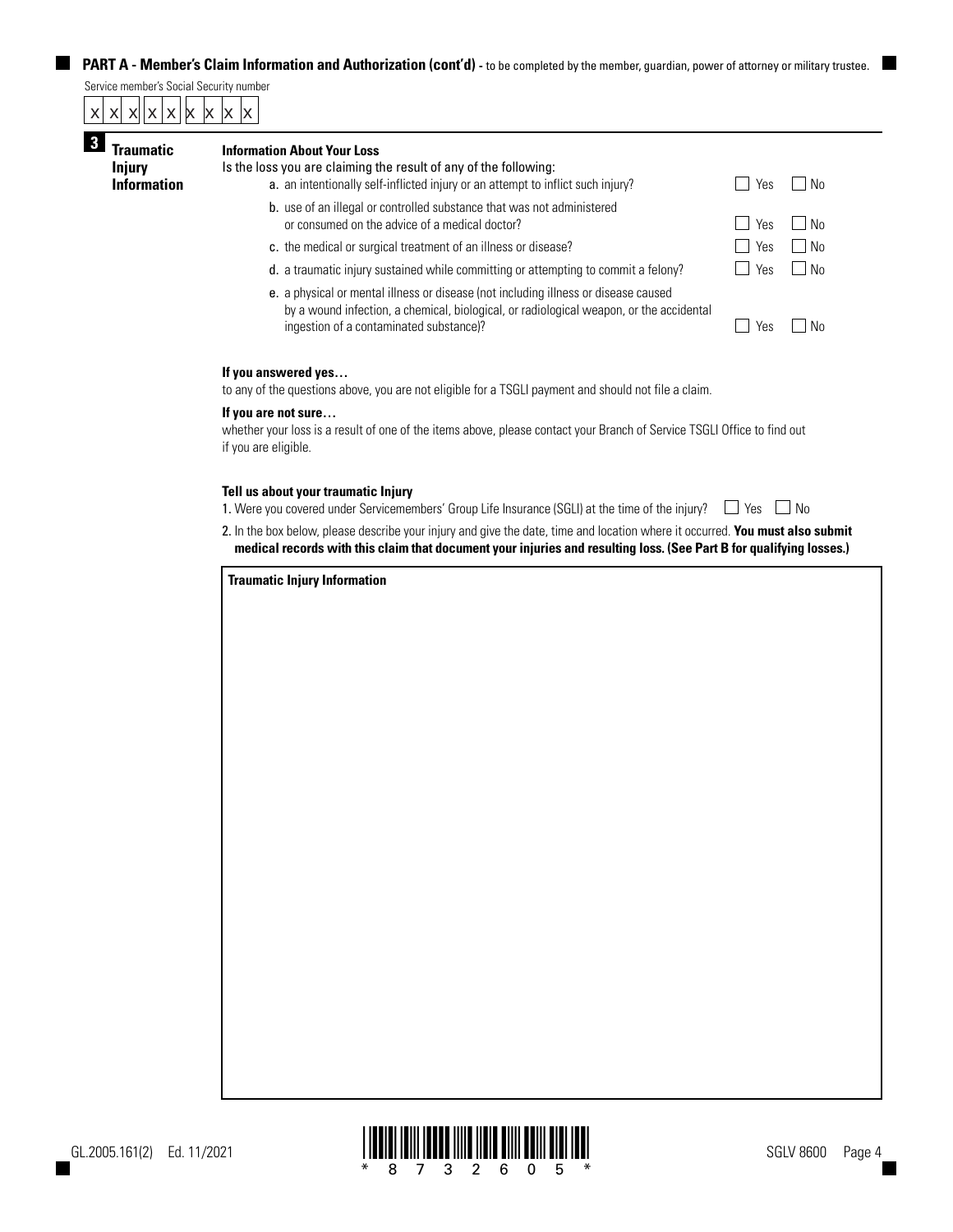## PART A - Member's Claim Information and Authorization (cont'd) - to be completed by the member, guardian, power of attorney or military trustee.

Service member's Social Security number

x x x x x x x x x

### 3 Traumatic Injury Information

**Information About Your Loss**

Is the loss you are claiming the result of any of the following:

| | | |
|---|---|---|
| a. an intentionally self-inflicted injury or an attempt to inflict such injury? | ☐ Yes | ☐ No |
| b. use of an illegal or controlled substance that was not administered or consumed on the advice of a medical doctor? | ☐ Yes | ☐ No |
| c. the medical or surgical treatment of an illness or disease? | ☐ Yes | ☐ No |
| d. a traumatic injury sustained while committing or attempting to commit a felony? | ☐ Yes | ☐ No |
| e. a physical or mental illness or disease (not including illness or disease caused by a wound infection, a chemical, biological, or radiological weapon, or the accidental ingestion of a contaminated substance)? | ☐ Yes | ☐ No |

**If you answered yes…**

to any of the questions above, you are not eligible for a TSGLI payment and should not file a claim.

**If you are not sure…**

whether your loss is a result of one of the items above, please contact your Branch of Service TSGLI Office to find out if you are eligible.

**Tell us about your traumatic Injury**

1. Were you covered under Servicemembers' Group Life Insurance (SGLI) at the time of the injury? ☐ Yes ☐ No

2. In the box below, please describe your injury and give the date, time and location where it occurred. **You must also submit medical records with this claim that document your injuries and resulting loss. (See Part B for qualifying losses.)**

**Traumatic Injury Information**

GL.2005.161(2) Ed. 11/2021

\* 8 7 3 2 6 0 5 \*

SGLV 8600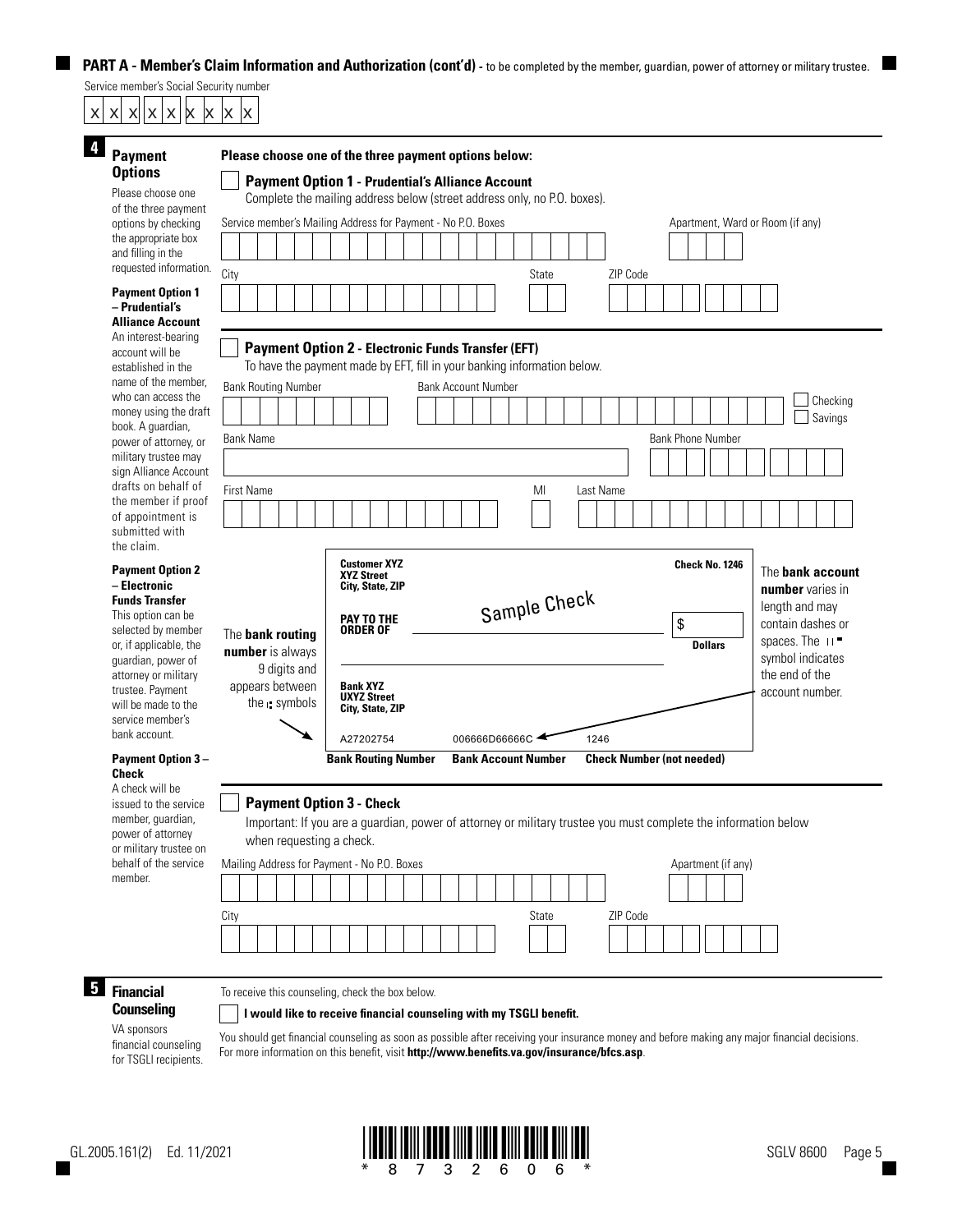## PART A - Member's Claim Information and Authorization (cont'd) - to be completed by the member, guardian, power of attorney or military trustee.

Service member's Social Security number

x x x x x x x x x

### 4 Payment Options

Please choose one of the three payment options by checking the appropriate box and filling in the requested information.

**Payment Option 1 – Prudential's Alliance Account**
An interest-bearing account will be established in the name of the member, who can access the money using the draft book. A guardian, power of attorney, or military trustee may sign Alliance Account drafts on behalf of the member if proof of appointment is submitted with the claim.

**Payment Option 2 – Electronic Funds Transfer**
This option can be selected by member or, if applicable, the guardian, power of attorney or military trustee. Payment will be made to the service member's bank account.

**Payment Option 3 – Check**
A check will be issued to the service member, guardian, power of attorney or military trustee on behalf of the service member.

**Please choose one of the three payment options below:**

☐ **Payment Option 1 - Prudential's Alliance Account**

Complete the mailing address below (street address only, no P.O. boxes).

Service member's Mailing Address for Payment - No P.O. Boxes ______ Apartment, Ward or Room (if any) ______

City ______ State ______ ZIP Code ______

☐ **Payment Option 2 - Electronic Funds Transfer (EFT)**

To have the payment made by EFT, fill in your banking information below.

Bank Routing Number ______ Bank Account Number ______ ☐ Checking ☐ Savings

Bank Name ______ Bank Phone Number ______

First Name ______ MI ______ Last Name ______

Sample Check:

Customer XYZ
XYZ Street
City, State, ZIP

Check No. 1246

PAY TO THE ORDER OF ______ $ ______ Dollars

Bank XYZ
UXYZ Street
City, State, ZIP

A27202754 | 006666D66666C | 1246
--- | --- | ---
**Bank Routing Number** | **Bank Account Number** | **Check Number (not needed)**

The **bank routing number** is always 9 digits and appears between the ⑆ symbols

The **bank account number** varies in length and may contain dashes or spaces. The ⑈ symbol indicates the end of the account number.

☐ **Payment Option 3 - Check**

Important: If you are a guardian, power of attorney or military trustee you must complete the information below when requesting a check.

Mailing Address for Payment - No P.O. Boxes ______ Apartment (if any) ______

City ______ State ______ ZIP Code ______

### 5 Financial Counseling

VA sponsors financial counseling for TSGLI recipients.

To receive this counseling, check the box below.

☐ **I would like to receive financial counseling with my TSGLI benefit.**

You should get financial counseling as soon as possible after receiving your insurance money and before making any major financial decisions. For more information on this benefit, visit **http://www.benefits.va.gov/insurance/bfcs.asp**.

GL.2005.161(2) Ed. 11/2021

*8732606*

SGLV 8600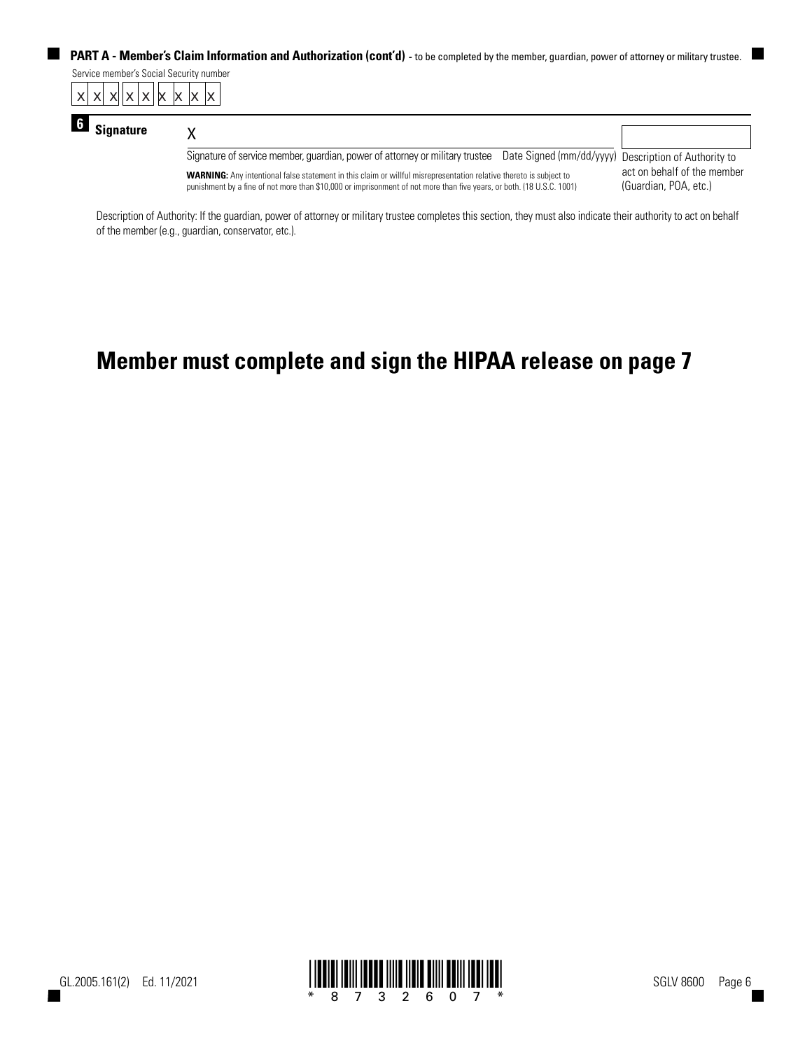**PART A - Member's Claim Information and Authorization (cont'd)** - to be completed by the member, guardian, power of attorney or military trustee.

Service member's Social Security number

| x | x | x | x | x | x | x | x | x |
|---|---|---|---|---|---|---|---|---|

**6 Signature**

X

| Signature of service member, guardian, power of attorney or military trustee | Date Signed (mm/dd/yyyy) | Description of Authority to act on behalf of the member (Guardian, POA, etc.) |
|---|---|---|
| | | |

**WARNING:** Any intentional false statement in this claim or willful misrepresentation relative thereto is subject to punishment by a fine of not more than $10,000 or imprisonment of not more than five years, or both. (18 U.S.C. 1001)

Description of Authority: If the guardian, power of attorney or military trustee completes this section, they must also indicate their authority to act on behalf of the member (e.g., guardian, conservator, etc.).

# Member must complete and sign the HIPAA release on page 7

GL.2005.161(2) Ed. 11/2021

\* 8 7 3 2 6 0 7 \*

SGLV 8600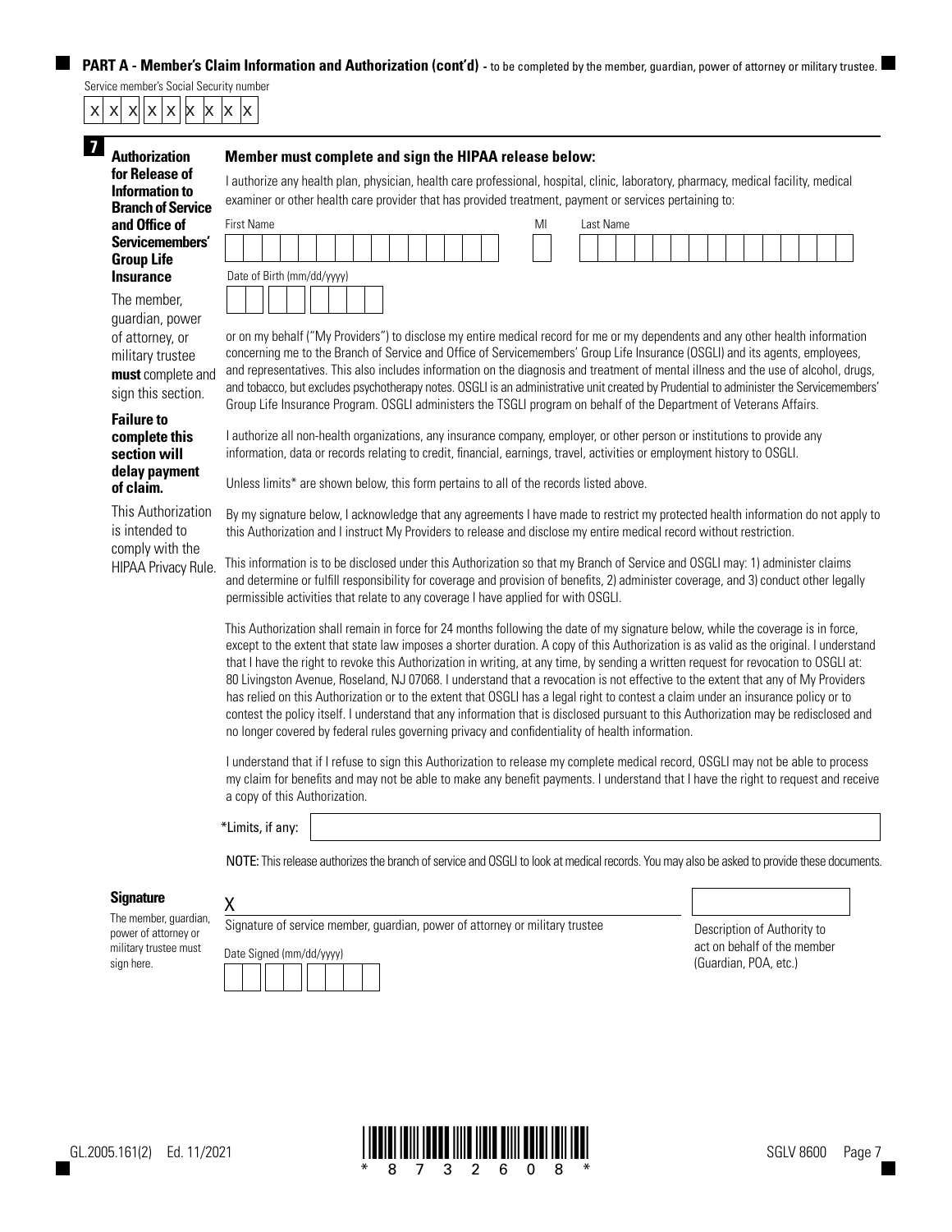## PART A - Member's Claim Information and Authorization (cont'd) - to be completed by the member, guardian, power of attorney or military trustee.

Service member's Social Security number

X X X X X X X X X

**7**

**Authorization for Release of Information to Branch of Service and Office of Servicemembers' Group Life Insurance**

The member, guardian, power of attorney, or military trustee **must** complete and sign this section.

**Failure to complete this section will delay payment of claim.**

This Authorization is intended to comply with the HIPAA Privacy Rule.

### Member must complete and sign the HIPAA release below:

I authorize any health plan, physician, health care professional, hospital, clinic, laboratory, pharmacy, medical facility, medical examiner or other health care provider that has provided treatment, payment or services pertaining to:

First Name ______ MI ___ Last Name ______

Date of Birth (mm/dd/yyyy) ______

or on my behalf ("My Providers") to disclose my entire medical record for me or my dependents and any other health information concerning me to the Branch of Service and Office of Servicemembers' Group Life Insurance (OSGLI) and its agents, employees, and representatives. This also includes information on the diagnosis and treatment of mental illness and the use of alcohol, drugs, and tobacco, but excludes psychotherapy notes. OSGLI is an administrative unit created by Prudential to administer the Servicemembers' Group Life Insurance Program. OSGLI administers the TSGLI program on behalf of the Department of Veterans Affairs.

I authorize all non-health organizations, any insurance company, employer, or other person or institutions to provide any information, data or records relating to credit, financial, earnings, travel, activities or employment history to OSGLI.

Unless limits* are shown below, this form pertains to all of the records listed above.

By my signature below, I acknowledge that any agreements I have made to restrict my protected health information do not apply to this Authorization and I instruct My Providers to release and disclose my entire medical record without restriction.

This information is to be disclosed under this Authorization so that my Branch of Service and OSGLI may: 1) administer claims and determine or fulfill responsibility for coverage and provision of benefits, 2) administer coverage, and 3) conduct other legally permissible activities that relate to any coverage I have applied for with OSGLI.

This Authorization shall remain in force for 24 months following the date of my signature below, while the coverage is in force, except to the extent that state law imposes a shorter duration. A copy of this Authorization is as valid as the original. I understand that I have the right to revoke this Authorization in writing, at any time, by sending a written request for revocation to OSGLI at: 80 Livingston Avenue, Roseland, NJ 07068. I understand that a revocation is not effective to the extent that any of My Providers has relied on this Authorization or to the extent that OSGLI has a legal right to contest a claim under an insurance policy or to contest the policy itself. I understand that any information that is disclosed pursuant to this Authorization may be redisclosed and no longer covered by federal rules governing privacy and confidentiality of health information.

I understand that if I refuse to sign this Authorization to release my complete medical record, OSGLI may not be able to process my claim for benefits and may not be able to make any benefit payments. I understand that I have the right to request and receive a copy of this Authorization.

*Limits, if any: ______

NOTE: This release authorizes the branch of service and OSGLI to look at medical records. You may also be asked to provide these documents.

**Signature**

The member, guardian, power of attorney or military trustee must sign here.

X ______

Signature of service member, guardian, power of attorney or military trustee

Date Signed (mm/dd/yyyy) ______

______

Description of Authority to act on behalf of the member (Guardian, POA, etc.)

GL.2005.161(2) Ed. 11/2021

\* 8 7 3 2 6 0 8 \*

SGLV 8600 Page 7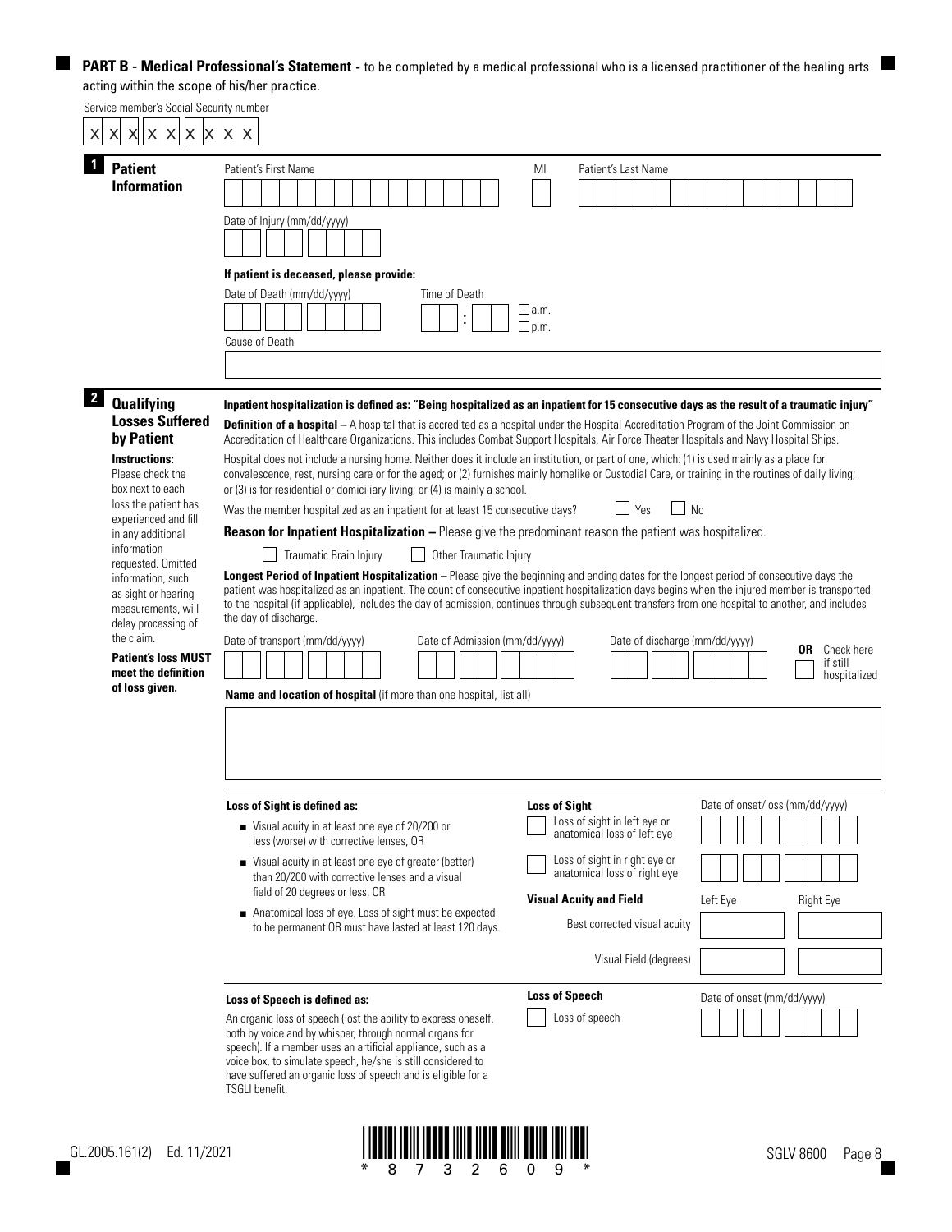**PART B - Medical Professional's Statement -** to be completed by a medical professional who is a licensed practitioner of the healing arts acting within the scope of his/her practice.

Service member's Social Security number

X X X X X X X X X

## 1 Patient Information

Patient's First Name | MI | Patient's Last Name

Date of Injury (mm/dd/yyyy)

**If patient is deceased, please provide:**

Date of Death (mm/dd/yyyy) | Time of Death : ☐ a.m. ☐ p.m.

Cause of Death

## 2 Qualifying Losses Suffered by Patient

**Instructions:** Please check the box next to each loss the patient has experienced and fill in any additional information requested. Omitted information, such as sight or hearing measurements, will delay processing of the claim.

**Patient's loss MUST meet the definition of loss given.**

**Inpatient hospitalization is defined as: "Being hospitalized as an inpatient for 15 consecutive days as the result of a traumatic injury"**

**Definition of a hospital –** A hospital that is accredited as a hospital under the Hospital Accreditation Program of the Joint Commission on Accreditation of Healthcare Organizations. This includes Combat Support Hospitals, Air Force Theater Hospitals and Navy Hospital Ships.

Hospital does not include a nursing home. Neither does it include an institution, or part of one, which: (1) is used mainly as a place for convalescence, rest, nursing care or for the aged; or (2) furnishes mainly homelike or Custodial Care, or training in the routines of daily living; or (3) is for residential or domiciliary living; or (4) is mainly a school.

Was the member hospitalized as an inpatient for at least 15 consecutive days? ☐ Yes ☐ No

**Reason for Inpatient Hospitalization –** Please give the predominant reason the patient was hospitalized.

☐ Traumatic Brain Injury ☐ Other Traumatic Injury

**Longest Period of Inpatient Hospitalization –** Please give the beginning and ending dates for the longest period of consecutive days the patient was hospitalized as an inpatient. The count of consecutive inpatient hospitalization days begins when the injured member is transported to the hospital (if applicable), includes the day of admission, continues through subsequent transfers from one hospital to another, and includes the day of discharge.

Date of transport (mm/dd/yyyy) | Date of Admission (mm/dd/yyyy) | Date of discharge (mm/dd/yyyy) **OR** ☐ Check here if still hospitalized

**Name and location of hospital** (if more than one hospital, list all)

**Loss of Sight is defined as:**

- Visual acuity in at least one eye of 20/200 or less (worse) with corrective lenses, OR
- Visual acuity in at least one eye of greater (better) than 20/200 with corrective lenses and a visual field of 20 degrees or less, OR
- Anatomical loss of eye. Loss of sight must be expected to be permanent OR must have lasted at least 120 days.

**Loss of Sight** | Date of onset/loss (mm/dd/yyyy)

☐ Loss of sight in left eye or anatomical loss of left eye

☐ Loss of sight in right eye or anatomical loss of right eye

| **Visual Acuity and Field** | Left Eye | Right Eye |
|---|---|---|
| Best corrected visual acuity | | |
| Visual Field (degrees) | | |

**Loss of Speech is defined as:**

An organic loss of speech (lost the ability to express oneself, both by voice and by whisper, through normal organs for speech). If a member uses an artificial appliance, such as a voice box, to simulate speech, he/she is still considered to have suffered an organic loss of speech and is eligible for a TSGLI benefit.

**Loss of Speech** | Date of onset (mm/dd/yyyy)

☐ Loss of speech

GL.2005.161(2) Ed. 11/2021

\*8732609\*

SGLV 8600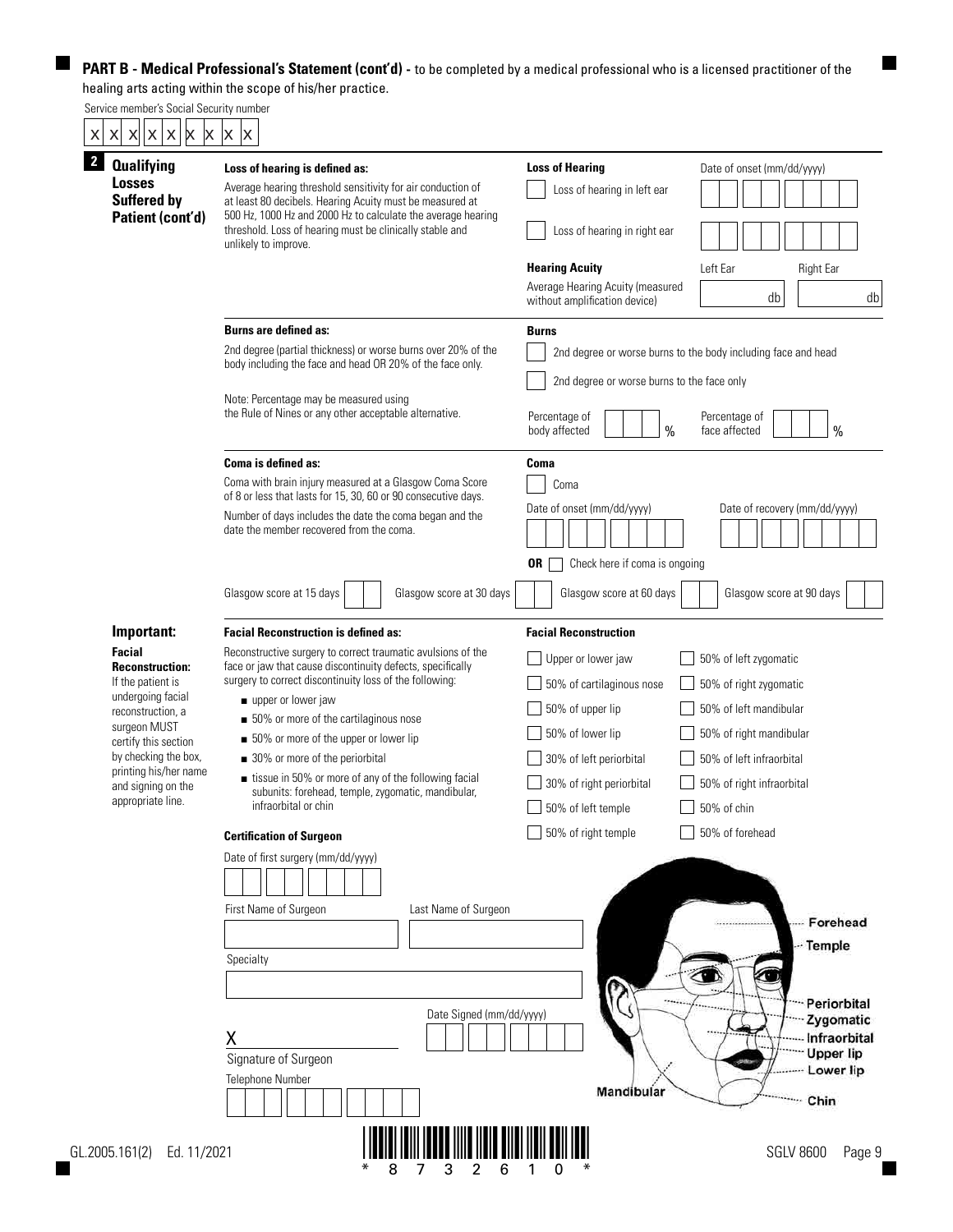**PART B - Medical Professional's Statement (cont'd) -** to be completed by a medical professional who is a licensed practitioner of the healing arts acting within the scope of his/her practice.

Service member's Social Security number

XXX XX XXXX

## 2 Qualifying Losses Suffered by Patient (cont'd)

**Loss of hearing is defined as:**

Average hearing threshold sensitivity for air conduction of at least 80 decibels. Hearing Acuity must be measured at 500 Hz, 1000 Hz and 2000 Hz to calculate the average hearing threshold. Loss of hearing must be clinically stable and unlikely to improve.

**Loss of Hearing**

- ☐ Loss of hearing in left ear — Date of onset (mm/dd/yyyy): ________
- ☐ Loss of hearing in right ear — Date of onset (mm/dd/yyyy): ________

**Hearing Acuity**

Average Hearing Acuity (measured without amplification device)

Left Ear: ______ db  Right Ear: ______ db

**Burns are defined as:**

2nd degree (partial thickness) or worse burns over 20% of the body including the face and head OR 20% of the face only.

Note: Percentage may be measured using the Rule of Nines or any other acceptable alternative.

**Burns**

- ☐ 2nd degree or worse burns to the body including face and head
- ☐ 2nd degree or worse burns to the face only

Percentage of body affected ______ %  Percentage of face affected ______ %

**Coma is defined as:**

Coma with brain injury measured at a Glasgow Coma Score of 8 or less that lasts for 15, 30, 60 or 90 consecutive days.

Number of days includes the date the coma began and the date the member recovered from the coma.

**Coma**

☐ Coma

Date of onset (mm/dd/yyyy) ________  Date of recovery (mm/dd/yyyy) ________

**OR** ☐ Check here if coma is ongoing

Glasgow score at 15 days ____  Glasgow score at 30 days ____  Glasgow score at 60 days ____  Glasgow score at 90 days ____

**Important:**

**Facial Reconstruction:** If the patient is undergoing facial reconstruction, a surgeon MUST certify this section by checking the box, printing his/her name and signing on the appropriate line.

**Facial Reconstruction is defined as:**

Reconstructive surgery to correct traumatic avulsions of the face or jaw that cause discontinuity defects, specifically surgery to correct discontinuity loss of the following:

- upper or lower jaw
- 50% or more of the cartilaginous nose
- 50% or more of the upper or lower lip
- 30% or more of the periorbital
- tissue in 50% or more of any of the following facial subunits: forehead, temple, zygomatic, mandibular, infraorbital or chin

**Facial Reconstruction**

- ☐ Upper or lower jaw
- ☐ 50% of cartilaginous nose
- ☐ 50% of upper lip
- ☐ 50% of lower lip
- ☐ 30% of left periorbital
- ☐ 30% of right periorbital
- ☐ 50% of left temple
- ☐ 50% of right temple
- ☐ 50% of left zygomatic
- ☐ 50% of right zygomatic
- ☐ 50% of left mandibular
- ☐ 50% of right mandibular
- ☐ 50% of left infraorbital
- ☐ 50% of right infraorbital
- ☐ 50% of chin
- ☐ 50% of forehead

**Certification of Surgeon**

Date of first surgery (mm/dd/yyyy) ________

First Name of Surgeon ________  Last Name of Surgeon ________

Specialty ________

X ________________  Date Signed (mm/dd/yyyy) ________

Signature of Surgeon

Telephone Number ________

Forehead · Temple · Periorbital · Zygomatic · Infraorbital · Upper lip · Lower lip · Mandibular · Chin

GL.2005.161(2) Ed. 11/2021

*8732610*

SGLV 8600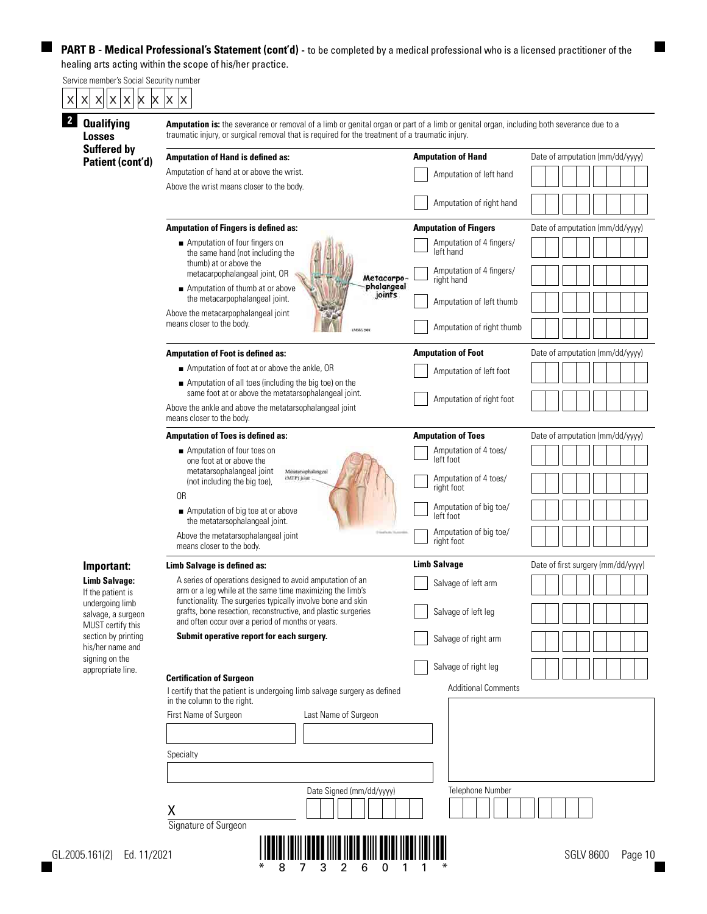**PART B - Medical Professional's Statement (cont'd) -** to be completed by a medical professional who is a licensed practitioner of the healing arts acting within the scope of his/her practice.

Service member's Social Security number

X X X X X X X X X

## 2 Qualifying Losses Suffered by Patient (cont'd)

**Amputation is:** the severance or removal of a limb or genital organ or part of a limb or genital organ, including both severance due to a traumatic injury, or surgical removal that is required for the treatment of a traumatic injury.

| **Amputation of Hand is defined as:** | **Amputation of Hand** | Date of amputation (mm/dd/yyyy) |
|---|---|---|
| Amputation of hand at or above the wrist. Above the wrist means closer to the body. | ☐ Amputation of left hand | |
| | ☐ Amputation of right hand | |

| **Amputation of Fingers is defined as:** | **Amputation of Fingers** | Date of amputation (mm/dd/yyyy) |
|---|---|---|
| ■ Amputation of four fingers on the same hand (not including the thumb) at or above the metacarpophalangeal joint, OR | ☐ Amputation of 4 fingers/ left hand | |
| ■ Amputation of thumb at or above the metacarpophalangeal joint. | ☐ Amputation of 4 fingers/ right hand | |
| Above the metacarpophalangeal joint means closer to the body. | ☐ Amputation of left thumb | |
| | ☐ Amputation of right thumb | |

Metacarpo-phalangeal joints

| **Amputation of Foot is defined as:** | **Amputation of Foot** | Date of amputation (mm/dd/yyyy) |
|---|---|---|
| ■ Amputation of foot at or above the ankle, OR | ☐ Amputation of left foot | |
| ■ Amputation of all toes (including the big toe) on the same foot at or above the metatarsophalangeal joint. Above the ankle and above the metatarsophalangeal joint means closer to the body. | ☐ Amputation of right foot | |

| **Amputation of Toes is defined as:** | **Amputation of Toes** | Date of amputation (mm/dd/yyyy) |
|---|---|---|
| ■ Amputation of four toes on one foot at or above the metatarsophalangeal joint (not including the big toe), | ☐ Amputation of 4 toes/ left foot | |
| OR | ☐ Amputation of 4 toes/ right foot | |
| ■ Amputation of big toe at or above the metatarsophalangeal joint. | ☐ Amputation of big toe/ left foot | |
| Above the metatarsophalangeal joint means closer to the body. | ☐ Amputation of big toe/ right foot | |

Metatarsophalangeal (MTP) joint

**Important:**

**Limb Salvage:** If the patient is undergoing limb salvage, a surgeon MUST certify this section by printing his/her name and signing on the appropriate line.

| **Limb Salvage is defined as:** | **Limb Salvage** | Date of first surgery (mm/dd/yyyy) |
|---|---|---|
| A series of operations designed to avoid amputation of an arm or a leg while at the same time maximizing the limb's functionality. The surgeries typically involve bone and skin grafts, bone resection, reconstructive, and plastic surgeries and often occur over a period of months or years. | ☐ Salvage of left arm | |
| | ☐ Salvage of left leg | |
| **Submit operative report for each surgery.** | ☐ Salvage of right arm | |
| | ☐ Salvage of right leg | |

**Certification of Surgeon**

I certify that the patient is undergoing limb salvage surgery as defined in the column to the right.

First Name of Surgeon ____________ Last Name of Surgeon ____________

Specialty ____________

X ____________
Signature of Surgeon

Date Signed (mm/dd/yyyy) ____________

Additional Comments ____________

Telephone Number ____________

GL.2005.161(2) Ed. 11/2021

\*8732 6011\*

SGLV 8600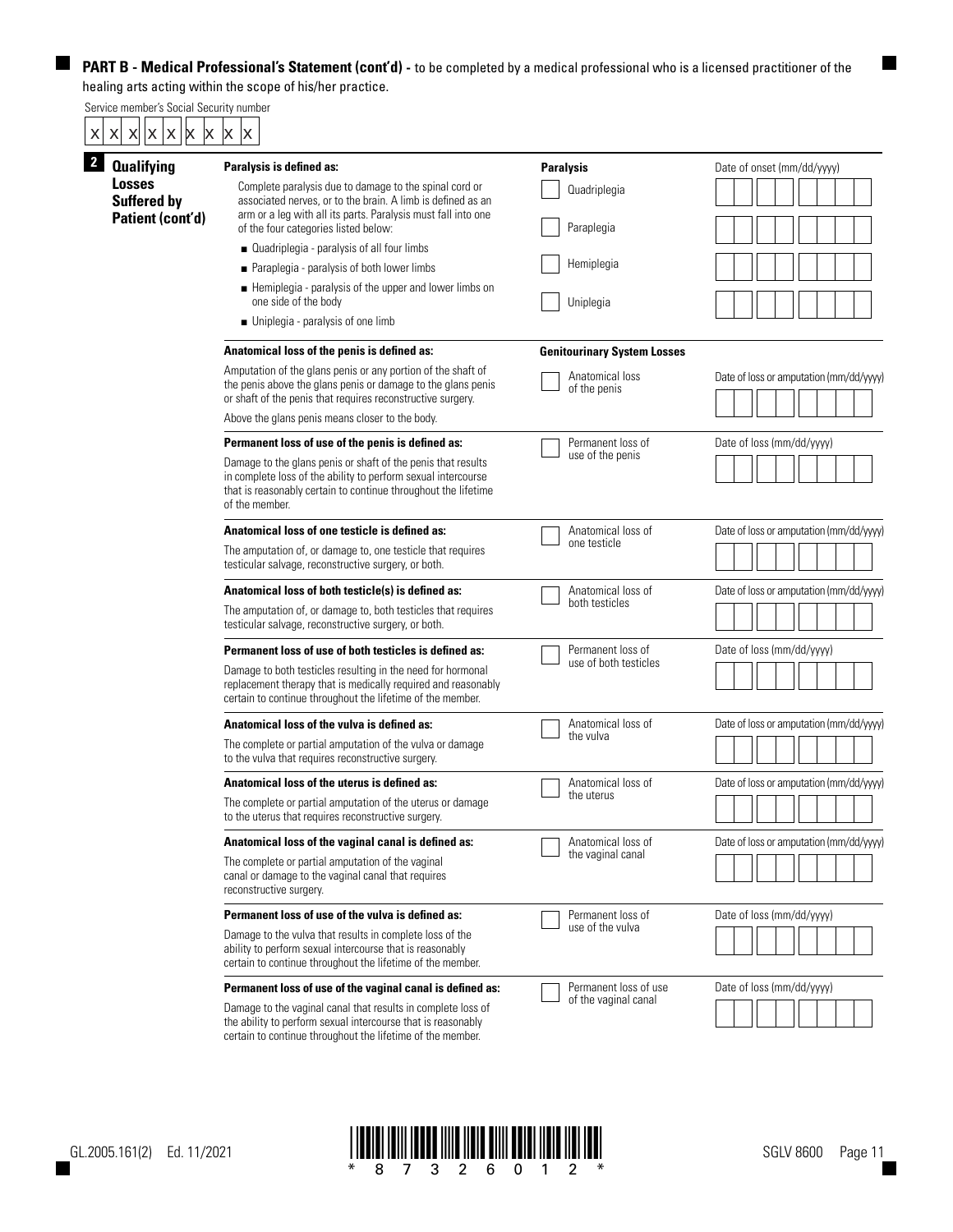**PART B - Medical Professional's Statement (cont'd) -** to be completed by a medical professional who is a licensed practitioner of the healing arts acting within the scope of his/her practice.

Service member's Social Security number

X X X X X X X X X

## 2 Qualifying Losses Suffered by Patient (cont'd)

**Paralysis is defined as:**

Complete paralysis due to damage to the spinal cord or associated nerves, or to the brain. A limb is defined as an arm or a leg with all its parts. Paralysis must fall into one of the four categories listed below:

- Quadriplegia - paralysis of all four limbs
- Paraplegia - paralysis of both lower limbs
- Hemiplegia - paralysis of the upper and lower limbs on one side of the body
- Uniplegia - paralysis of one limb

| Paralysis | Date of onset (mm/dd/yyyy) |
|---|---|
| ☐ Quadriplegia | |
| ☐ Paraplegia | |
| ☐ Hemiplegia | |
| ☐ Uniplegia | |

**Genitourinary System Losses**

| Definition | Loss | Date |
|---|---|---|
| **Anatomical loss of the penis is defined as:** Amputation of the glans penis or any portion of the shaft of the penis above the glans penis or damage to the glans penis or shaft of the penis that requires reconstructive surgery. Above the glans penis means closer to the body. | ☐ Anatomical loss of the penis | Date of loss or amputation (mm/dd/yyyy) |
| **Permanent loss of use of the penis is defined as:** Damage to the glans penis or shaft of the penis that results in complete loss of the ability to perform sexual intercourse that is reasonably certain to continue throughout the lifetime of the member. | ☐ Permanent loss of use of the penis | Date of loss (mm/dd/yyyy) |
| **Anatomical loss of one testicle is defined as:** The amputation of, or damage to, one testicle that requires testicular salvage, reconstructive surgery, or both. | ☐ Anatomical loss of one testicle | Date of loss or amputation (mm/dd/yyyy) |
| **Anatomical loss of both testicle(s) is defined as:** The amputation of, or damage to, both testicles that requires testicular salvage, reconstructive surgery, or both. | ☐ Anatomical loss of both testicles | Date of loss or amputation (mm/dd/yyyy) |
| **Permanent loss of use of both testicles is defined as:** Damage to both testicles resulting in the need for hormonal replacement therapy that is medically required and reasonably certain to continue throughout the lifetime of the member. | ☐ Permanent loss of use of both testicles | Date of loss (mm/dd/yyyy) |
| **Anatomical loss of the vulva is defined as:** The complete or partial amputation of the vulva or damage to the vulva that requires reconstructive surgery. | ☐ Anatomical loss of the vulva | Date of loss or amputation (mm/dd/yyyy) |
| **Anatomical loss of the uterus is defined as:** The complete or partial amputation of the uterus or damage to the uterus that requires reconstructive surgery. | ☐ Anatomical loss of the uterus | Date of loss or amputation (mm/dd/yyyy) |
| **Anatomical loss of the vaginal canal is defined as:** The complete or partial amputation of the vaginal canal or damage to the vaginal canal that requires reconstructive surgery. | ☐ Anatomical loss of the vaginal canal | Date of loss or amputation (mm/dd/yyyy) |
| **Permanent loss of use of the vulva is defined as:** Damage to the vulva that results in complete loss of the ability to perform sexual intercourse that is reasonably certain to continue throughout the lifetime of the member. | ☐ Permanent loss of use of the vulva | Date of loss (mm/dd/yyyy) |
| **Permanent loss of use of the vaginal canal is defined as:** Damage to the vaginal canal that results in complete loss of the ability to perform sexual intercourse that is reasonably certain to continue throughout the lifetime of the member. | ☐ Permanent loss of use of the vaginal canal | Date of loss (mm/dd/yyyy) |

GL.2005.161(2) Ed. 11/2021

SGLV 8600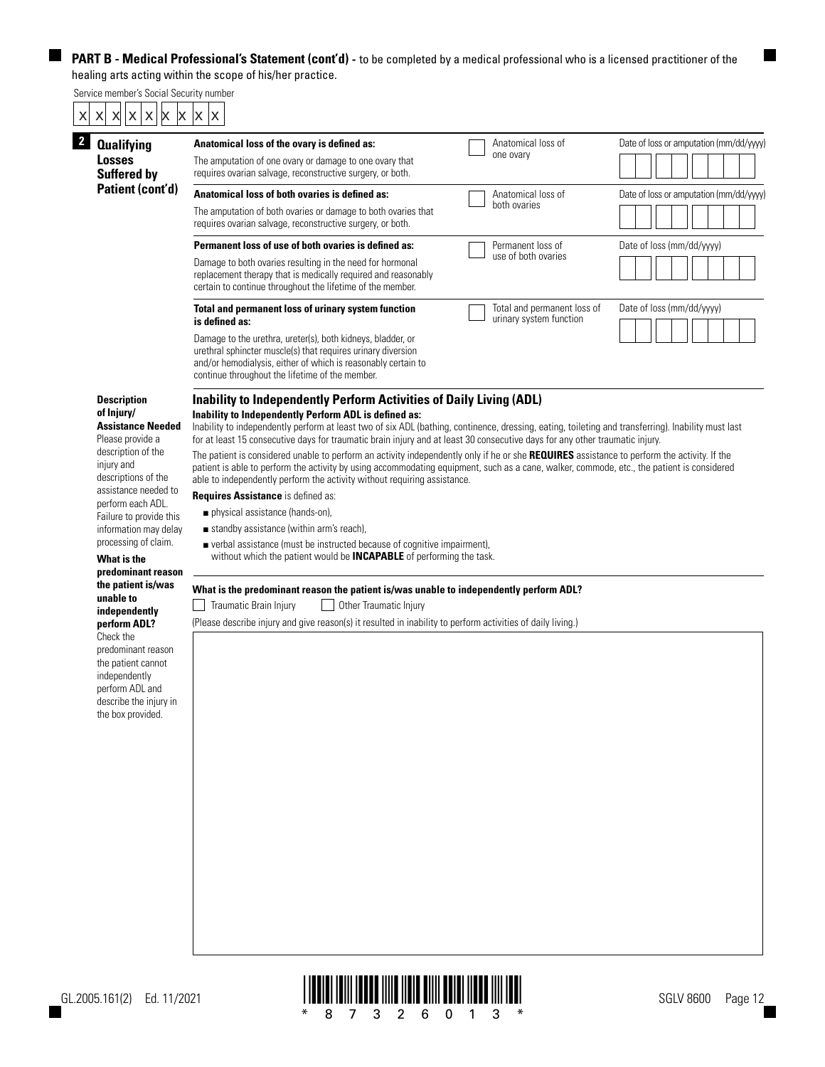**PART B - Medical Professional's Statement (cont'd) -** to be completed by a medical professional who is a licensed practitioner of the healing arts acting within the scope of his/her practice.

Service member's Social Security number

X X X X X X X X X

## 2 Qualifying Losses Suffered by Patient (cont'd)

| Definition | Loss | Date |
|---|---|---|
| **Anatomical loss of the ovary is defined as:** The amputation of one ovary or damage to one ovary that requires ovarian salvage, reconstructive surgery, or both. | ☐ Anatomical loss of one ovary | Date of loss or amputation (mm/dd/yyyy) |
| **Anatomical loss of both ovaries is defined as:** The amputation of both ovaries or damage to both ovaries that requires ovarian salvage, reconstructive surgery, or both. | ☐ Anatomical loss of both ovaries | Date of loss or amputation (mm/dd/yyyy) |
| **Permanent loss of use of both ovaries is defined as:** Damage to both ovaries resulting in the need for hormonal replacement therapy that is medically required and reasonably certain to continue throughout the lifetime of the member. | ☐ Permanent loss of use of both ovaries | Date of loss (mm/dd/yyyy) |
| **Total and permanent loss of urinary system function is defined as:** Damage to the urethra, ureter(s), both kidneys, bladder, or urethral sphincter muscle(s) that requires urinary diversion and/or hemodialysis, either of which is reasonably certain to continue throughout the lifetime of the member. | ☐ Total and permanent loss of urinary system function | Date of loss (mm/dd/yyyy) |

**Description of Injury/ Assistance Needed**
Please provide a description of the injury and descriptions of the assistance needed to perform each ADL. Failure to provide this information may delay processing of claim.

### Inability to Independently Perform Activities of Daily Living (ADL)

**Inability to Independently Perform ADL is defined as:**
Inability to independently perform at least two of six ADL (bathing, continence, dressing, eating, toileting and transferring). Inability must last for at least 15 consecutive days for traumatic brain injury and at least 30 consecutive days for any other traumatic injury.

The patient is considered unable to perform an activity independently only if he or she **REQUIRES** assistance to perform the activity. If the patient is able to perform the activity by using accommodating equipment, such as a cane, walker, commode, etc., the patient is considered able to independently perform the activity without requiring assistance.

**Requires Assistance** is defined as:

- physical assistance (hands-on),
- standby assistance (within arm's reach),
- verbal assistance (must be instructed because of cognitive impairment), without which the patient would be **INCAPABLE** of performing the task.

**What is the predominant reason the patient is/was unable to independently perform ADL?**
Check the predominant reason the patient cannot independently perform ADL and describe the injury in the box provided.

**What is the predominant reason the patient is/was unable to independently perform ADL?**

☐ Traumatic Brain Injury ☐ Other Traumatic Injury

(Please describe injury and give reason(s) it resulted in inability to perform activities of daily living.)

GL.2005.161(2) Ed. 11/2021

\* 8 7 3 2 6 0 1 3 \*

SGLV 8600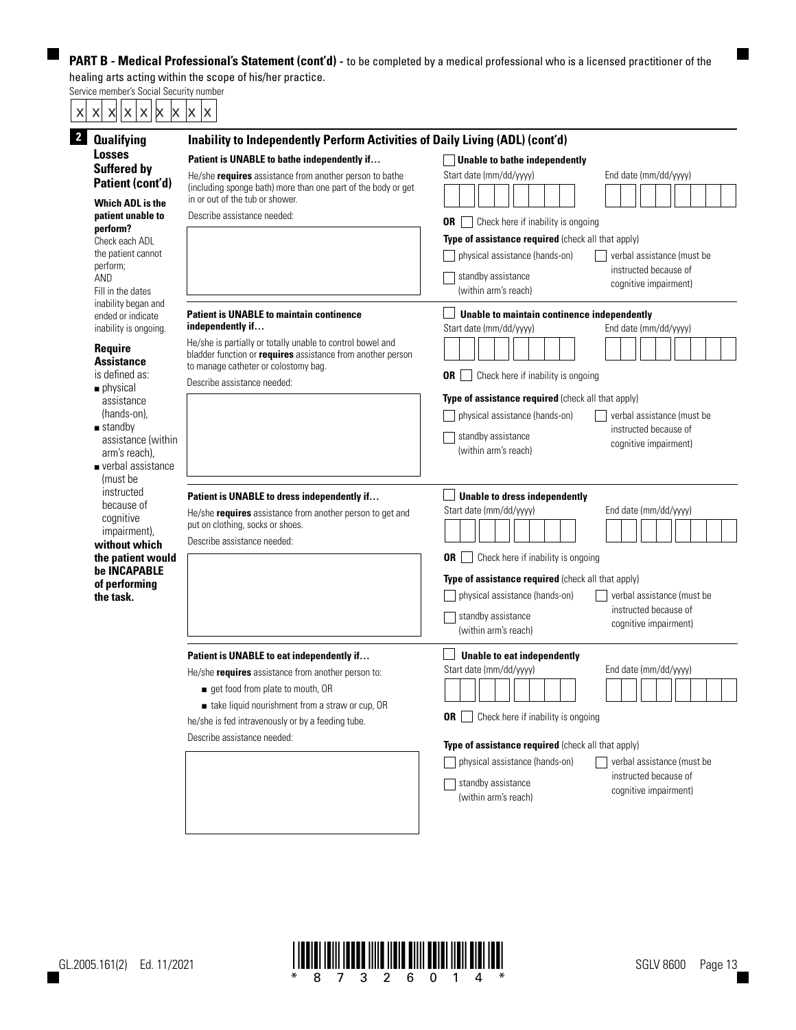**PART B - Medical Professional's Statement (cont'd) -** to be completed by a medical professional who is a licensed practitioner of the healing arts acting within the scope of his/her practice.

Service member's Social Security number

X X X X X X X X X

## 2 Qualifying Losses Suffered by Patient (cont'd)

**Which ADL is the patient unable to perform?**
Check each ADL the patient cannot perform;
AND
Fill in the dates inability began and ended or indicate inability is ongoing.

**Require Assistance** is defined as:

- physical assistance (hands-on),
- standby assistance (within arm's reach),
- verbal assistance (must be instructed because of cognitive impairment),

**without which the patient would be INCAPABLE of performing the task.**

### Inability to Independently Perform Activities of Daily Living (ADL) (cont'd)

**Patient is UNABLE to bathe independently if…**

He/she **requires** assistance from another person to bathe (including sponge bath) more than one part of the body or get in or out of the tub or shower.

Describe assistance needed:

☐ **Unable to bathe independently**

Start date (mm/dd/yyyy) | End date (mm/dd/yyyy)

**OR** ☐ Check here if inability is ongoing

**Type of assistance required** (check all that apply)

☐ physical assistance (hands-on)
☐ verbal assistance (must be instructed because of cognitive impairment)
☐ standby assistance (within arm's reach)

**Patient is UNABLE to maintain continence independently if…**

He/she is partially or totally unable to control bowel and bladder function or **requires** assistance from another person to manage catheter or colostomy bag.

Describe assistance needed:

☐ **Unable to maintain continence independently**

Start date (mm/dd/yyyy) | End date (mm/dd/yyyy)

**OR** ☐ Check here if inability is ongoing

**Type of assistance required** (check all that apply)

☐ physical assistance (hands-on)
☐ verbal assistance (must be instructed because of cognitive impairment)
☐ standby assistance (within arm's reach)

**Patient is UNABLE to dress independently if…**

He/she **requires** assistance from another person to get and put on clothing, socks or shoes.

Describe assistance needed:

☐ **Unable to dress independently**

Start date (mm/dd/yyyy) | End date (mm/dd/yyyy)

**OR** ☐ Check here if inability is ongoing

**Type of assistance required** (check all that apply)

☐ physical assistance (hands-on)
☐ verbal assistance (must be instructed because of cognitive impairment)
☐ standby assistance (within arm's reach)

**Patient is UNABLE to eat independently if…**

He/she **requires** assistance from another person to:

- get food from plate to mouth, OR
- take liquid nourishment from a straw or cup, OR

he/she is fed intravenously or by a feeding tube.

Describe assistance needed:

☐ **Unable to eat independently**

Start date (mm/dd/yyyy) | End date (mm/dd/yyyy)

**OR** ☐ Check here if inability is ongoing

**Type of assistance required** (check all that apply)

☐ physical assistance (hands-on)
☐ verbal assistance (must be instructed because of cognitive impairment)
☐ standby assistance (within arm's reach)

GL.2005.161(2) Ed. 11/2021

\* 8 7 3 2 6 0 1 4 \*

SGLV 8600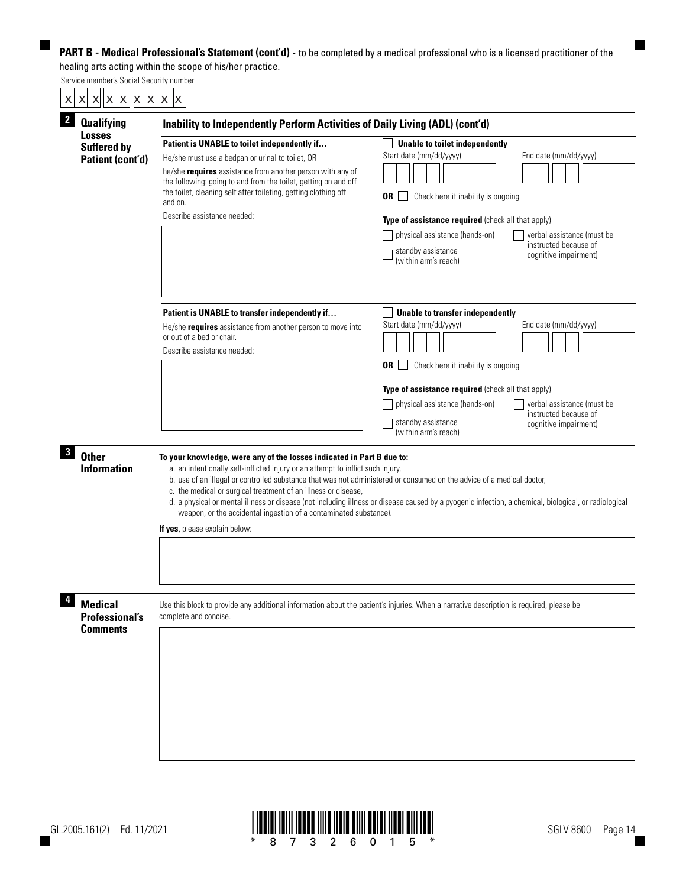**PART B - Medical Professional's Statement (cont'd) -** to be completed by a medical professional who is a licensed practitioner of the healing arts acting within the scope of his/her practice.

Service member's Social Security number

X X X X X X X X X

## 2 Qualifying Losses Suffered by Patient (cont'd)

### Inability to Independently Perform Activities of Daily Living (ADL) (cont'd)

**Patient is UNABLE to toilet independently if…**

He/she must use a bedpan or urinal to toilet, OR

he/she **requires** assistance from another person with any of the following: going to and from the toilet, getting on and off the toilet, cleaning self after toileting, getting clothing off and on.

Describe assistance needed:

☐ **Unable to toilet independently**

Start date (mm/dd/yyyy) End date (mm/dd/yyyy)

**OR** ☐ Check here if inability is ongoing

**Type of assistance required** (check all that apply)

☐ physical assistance (hands-on)
☐ standby assistance (within arm's reach)
☐ verbal assistance (must be instructed because of cognitive impairment)

**Patient is UNABLE to transfer independently if…**

He/she **requires** assistance from another person to move into or out of a bed or chair.

Describe assistance needed:

☐ **Unable to transfer independently**

Start date (mm/dd/yyyy) End date (mm/dd/yyyy)

**OR** ☐ Check here if inability is ongoing

**Type of assistance required** (check all that apply)

☐ physical assistance (hands-on)
☐ standby assistance (within arm's reach)
☐ verbal assistance (must be instructed because of cognitive impairment)

## 3 Other Information

**To your knowledge, were any of the losses indicated in Part B due to:**

a. an intentionally self-inflicted injury or an attempt to inflict such injury,
b. use of an illegal or controlled substance that was not administered or consumed on the advice of a medical doctor,
c. the medical or surgical treatment of an illness or disease,
d. a physical or mental illness or disease (not including illness or disease caused by a pyogenic infection, a chemical, biological, or radiological weapon, or the accidental ingestion of a contaminated substance).

**If yes**, please explain below:

## 4 Medical Professional's Comments

Use this block to provide any additional information about the patient's injuries. When a narrative description is required, please be complete and concise.

GL.2005.161(2) Ed. 11/2021

\* 8 7 3 2 6 0 1 5 \*

SGLV 8600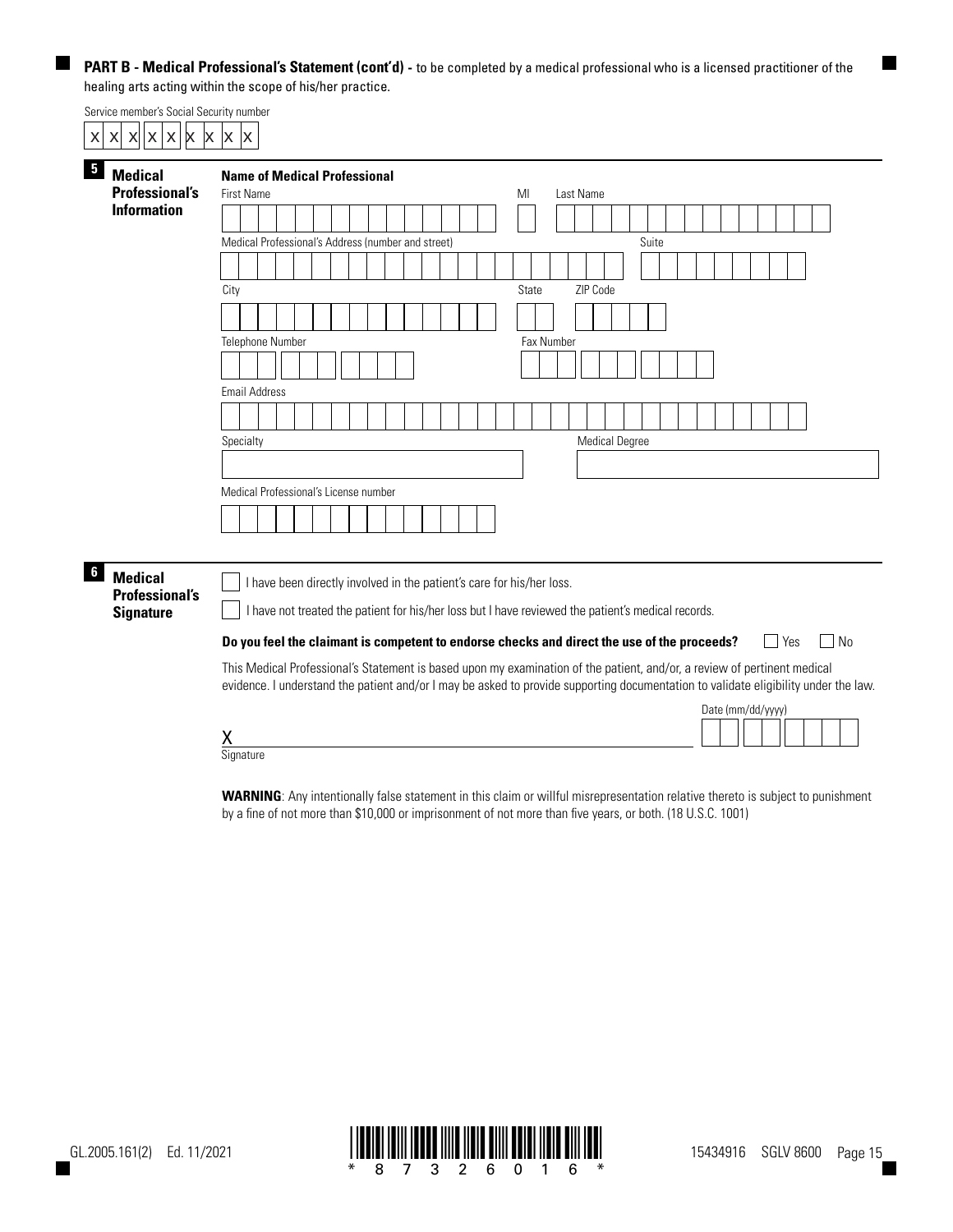**PART B - Medical Professional's Statement (cont'd) -** to be completed by a medical professional who is a licensed practitioner of the healing arts acting within the scope of his/her practice.

Service member's Social Security number

x x x x x x x x x

## 5 Medical Professional's Information

**Name of Medical Professional**

First Name | MI | Last Name

Medical Professional's Address (number and street) | Suite

City | State | ZIP Code

Telephone Number | Fax Number

Email Address

Specialty | Medical Degree

Medical Professional's License number

## 6 Medical Professional's Signature

☐ I have been directly involved in the patient's care for his/her loss.

☐ I have not treated the patient for his/her loss but I have reviewed the patient's medical records.

**Do you feel the claimant is competent to endorse checks and direct the use of the proceeds?** ☐ Yes ☐ No

This Medical Professional's Statement is based upon my examination of the patient, and/or, a review of pertinent medical evidence. I understand the patient and/or I may be asked to provide supporting documentation to validate eligibility under the law.

X
Signature

Date (mm/dd/yyyy)

**WARNING**: Any intentionally false statement in this claim or willful misrepresentation relative thereto is subject to punishment by a fine of not more than $10,000 or imprisonment of not more than five years, or both. (18 U.S.C. 1001)

GL.2005.161(2) Ed. 11/2021

\* 8 7 3 2 6 0 1 6 \*

15434916 SGLV 8600